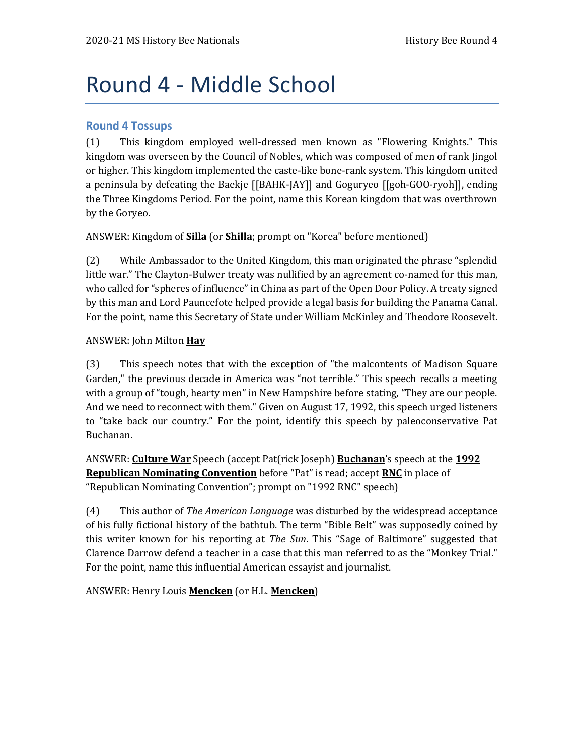# Round 4 - Middle School

## Round 4 Tossups

(1) This kingdom employed well-dressed men known as "Flowering Knights." This kingdom was overseen by the Council of Nobles, which was composed of men of rank Jingol or higher. This kingdom implemented the caste-like bone-rank system. This kingdom united a peninsula by defeating the Baekje [[BAHK-JAY]] and Goguryeo [[goh-GOO-ryoh]], ending the Three Kingdoms Period. For the point, name this Korean kingdom that was overthrown by the Goryeo.

ANSWER: Kingdom of **Silla** (or **Shilla**; prompt on "Korea" before mentioned)

(2) While Ambassador to the United Kingdom, this man originated the phrase "splendid little war." The Clayton-Bulwer treaty was nullified by an agreement co-named for this man, who called for "spheres of influence" in China as part of the Open Door Policy. A treaty signed by this man and Lord Pauncefote helped provide a legal basis for building the Panama Canal. For the point, name this Secretary of State under William McKinley and Theodore Roosevelt.

ANSWER: John Milton **Hay**

(3) This speech notes that with the exception of "the malcontents of Madison Square Garden," the previous decade in America was "not terrible." This speech recalls a meeting with a group of "tough, hearty men" in New Hampshire before stating, "They are our people. And we need to reconnect with them." Given on August 17, 1992, this speech urged listeners to "take back our country." For the point, identify this speech by paleoconservative Pat Buchanan.

ANSWER: **Culture War** Speech (accept Pat(rick Joseph) **Buchanan**'s speech at the **1992 Republican Nominating Convention** before "Pat" is read; accept **RNC** in place of "Republican Nominating Convention"; prompt on "1992 RNC" speech)

(4) This author of *The American Language* was disturbed by the widespread acceptance of his fully fictional history of the bathtub. The term "Bible Belt" was supposedly coined by this writer known for his reporting at *The Sun*. This "Sage of Baltimore" suggested that Clarence Darrow defend a teacher in a case that this man referred to as the "Monkey Trial." For the point, name this influential American essayist and journalist.

ANSWER: Henry Louis **Mencken** (or H.L. **Mencken**)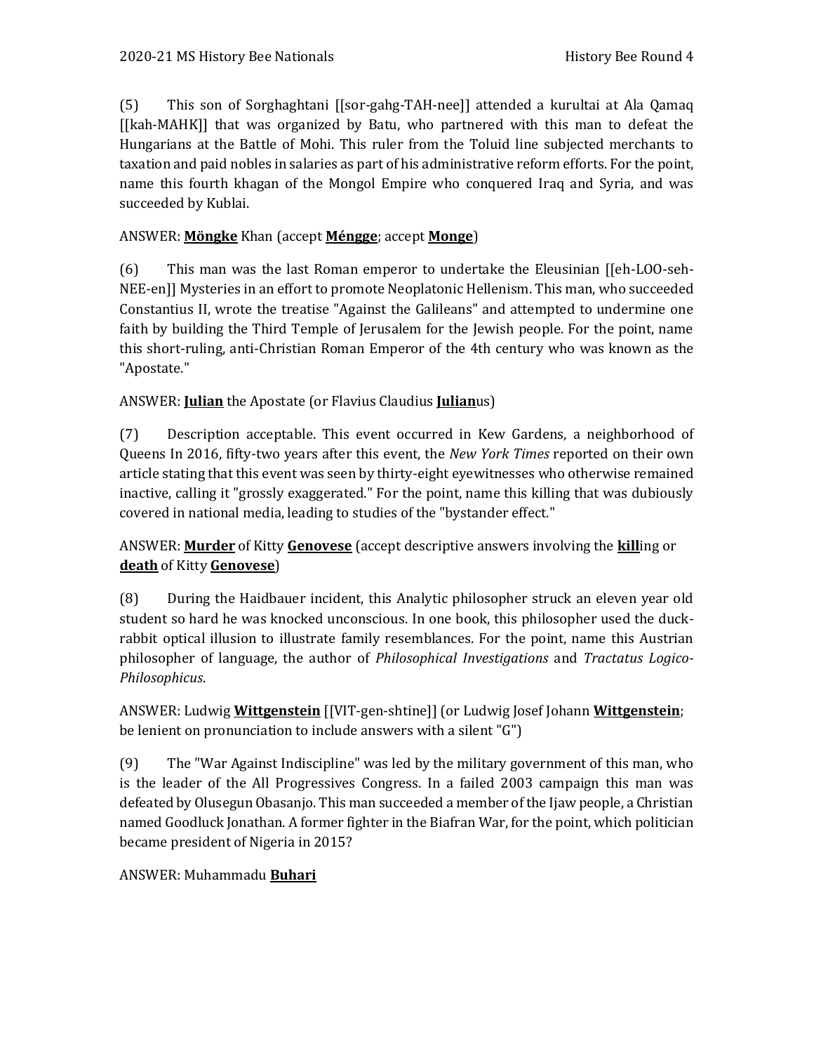(5) This son of Sorghaghtani [[sor-gahg-TAH-nee]] attended a kurultai at Ala Qamaq [[kah-MAHK]] that was organized by Batu, who partnered with this man to defeat the Hungarians at the Battle of Mohi. This ruler from the Toluid line subjected merchants to taxation and paid nobles in salaries as part of his administrative reform efforts. For the point, name this fourth khagan of the Mongol Empire who conquered Iraq and Syria, and was succeeded by Kublai.

ANSWER: **<u>Möngke</u>** Khan (accept **<u>Méngge</u>**; accept **<u>Monge</u>**)

(6) This man was the last Roman emperor to undertake the Eleusinian [[eh-LOO-seh-NEE-en]] Mysteries in an effort to promote Neoplatonic Hellenism. This man, who succeeded Constantius II, wrote the treatise "Against the Galileans" and attempted to undermine one faith by building the Third Temple of Jerusalem for the Jewish people. For the point, name this short-ruling, anti-Christian Roman Emperor of the 4th century who was known as the "Apostate."

ANSWER: **<u>Julian</u>** the Apostate (or Flavius Claudius **<u>Julian</u>**us)

(7) Description acceptable. This event occurred in Kew Gardens, a neighborhood of Queens In 2016, fifty-two years after this event, the *New York Times* reported on their own article stating that this event was seen by thirty-eight eyewitnesses who otherwise remained inactive, calling it "grossly exaggerated." For the point, name this killing that was dubiously covered in national media, leading to studies of the "bystander effect."

ANSWER: **<u>Murder</u>** of Kitty **<u>Genovese</u>** (accept descriptive answers involving the **<u>kill</u>**ing or **<u>death</u>** of Kitty **<u>Genovese</u>**)

(8) During the Haidbauer incident, this Analytic philosopher struck an eleven year old student so hard he was knocked unconscious. In one book, this philosopher used the duck-rabbit optical illusion to illustrate family resemblances. For the point, name this Austrian philosopher of language, the author of *Philosophical Investigations* and *Tractatus Logico-Philosophicus*.

ANSWER: Ludwig **<u>Wittgenstein</u>** [[VIT-gen-shtine]] (or Ludwig Josef Johann **<u>Wittgenstein</u>**; be lenient on pronunciation to include answers with a silent "G")

(9) The "War Against Indiscipline" was led by the military government of this man, who is the leader of the All Progressives Congress. In a failed 2003 campaign this man was defeated by Olusegun Obasanjo. This man succeeded a member of the Ijaw people, a Christian named Goodluck Jonathan. A former fighter in the Biafran War, for the point, which politician became president of Nigeria in 2015?

ANSWER: Muhammadu **<u>Buhari</u>**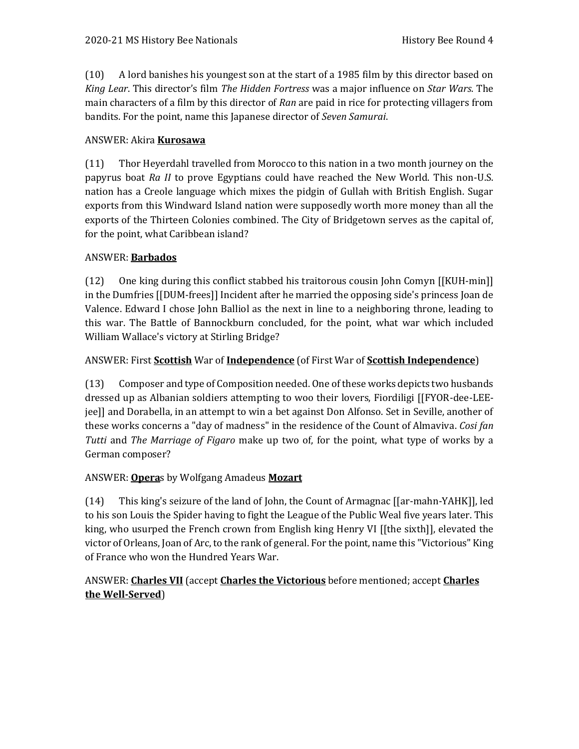(10) A lord banishes his youngest son at the start of a 1985 film by this director based on *King Lear*. This director's film *The Hidden Fortress* was a major influence on *Star Wars*. The main characters of a film by this director of *Ran* are paid in rice for protecting villagers from bandits. For the point, name this Japanese director of *Seven Samurai*.

ANSWER: Akira **Kurosawa**

(11) Thor Heyerdahl travelled from Morocco to this nation in a two month journey on the papyrus boat *Ra II* to prove Egyptians could have reached the New World. This non-U.S. nation has a Creole language which mixes the pidgin of Gullah with British English. Sugar exports from this Windward Island nation were supposedly worth more money than all the exports of the Thirteen Colonies combined. The City of Bridgetown serves as the capital of, for the point, what Caribbean island?

ANSWER: **Barbados**

(12) One king during this conflict stabbed his traitorous cousin John Comyn [[KUH-min]] in the Dumfries [[DUM-frees]] Incident after he married the opposing side's princess Joan de Valence. Edward I chose John Balliol as the next in line to a neighboring throne, leading to this war. The Battle of Bannockburn concluded, for the point, what war which included William Wallace's victory at Stirling Bridge?

ANSWER: First **Scottish** War of **Independence** (of First War of **Scottish Independence**)

(13) Composer and type of Composition needed. One of these works depicts two husbands dressed up as Albanian soldiers attempting to woo their lovers, Fiordiligi [[FYOR-dee-LEE-jee]] and Dorabella, in an attempt to win a bet against Don Alfonso. Set in Seville, another of these works concerns a "day of madness" in the residence of the Count of Almaviva. *Cosi fan Tutti* and *The Marriage of Figaro* make up two of, for the point, what type of works by a German composer?

ANSWER: **Opera**s by Wolfgang Amadeus **Mozart**

(14) This king's seizure of the land of John, the Count of Armagnac [[ar-mahn-YAHK]], led to his son Louis the Spider having to fight the League of the Public Weal five years later. This king, who usurped the French crown from English king Henry VI [[the sixth]], elevated the victor of Orleans, Joan of Arc, to the rank of general. For the point, name this "Victorious" King of France who won the Hundred Years War.

ANSWER: **Charles VII** (accept **Charles the Victorious** before mentioned; accept **Charles the Well-Served**)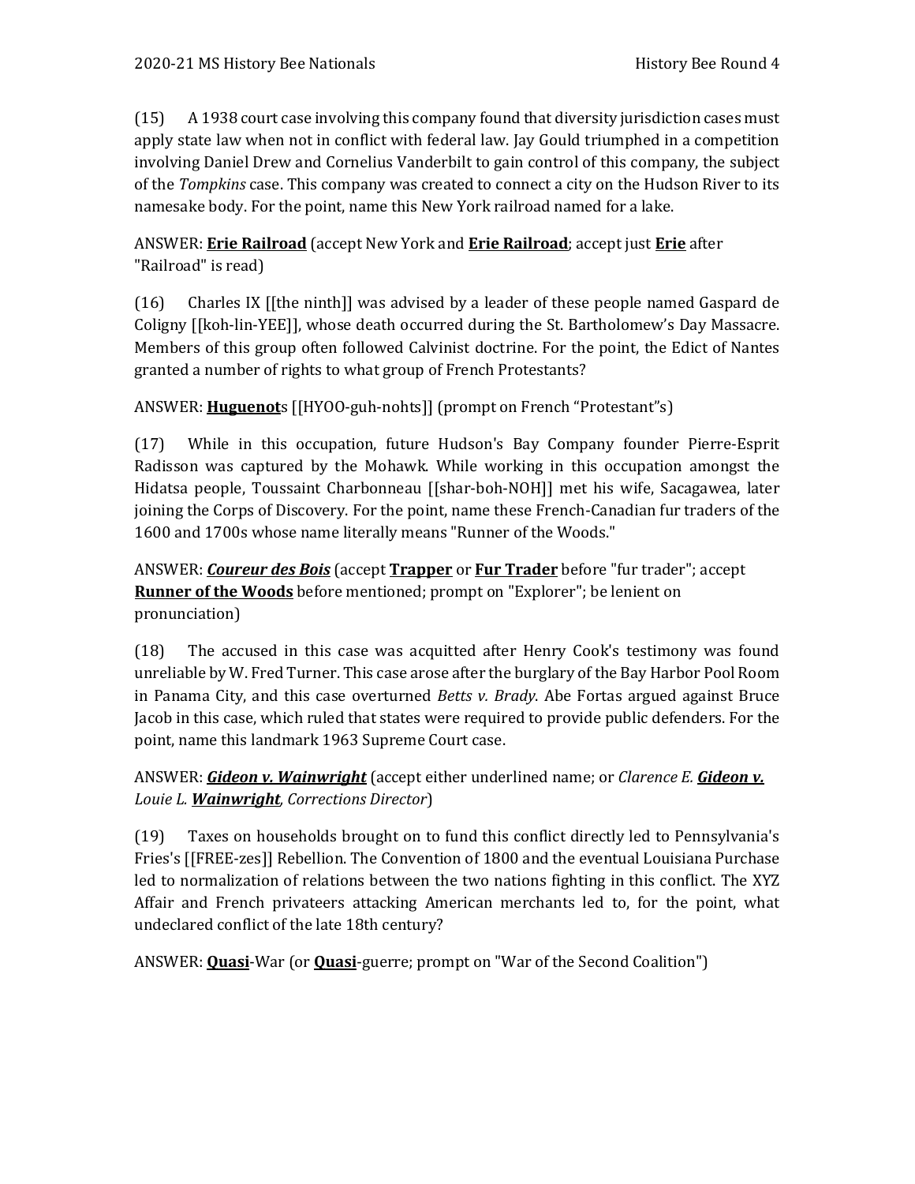(15) A 1938 court case involving this company found that diversity jurisdiction cases must apply state law when not in conflict with federal law. Jay Gould triumphed in a competition involving Daniel Drew and Cornelius Vanderbilt to gain control of this company, the subject of the *Tompkins* case. This company was created to connect a city on the Hudson River to its namesake body. For the point, name this New York railroad named for a lake.

ANSWER: **Erie Railroad** (accept New York and **Erie Railroad**; accept just **Erie** after "Railroad" is read)

(16) Charles IX [[the ninth]] was advised by a leader of these people named Gaspard de Coligny [[koh-lin-YEE]], whose death occurred during the St. Bartholomew's Day Massacre. Members of this group often followed Calvinist doctrine. For the point, the Edict of Nantes granted a number of rights to what group of French Protestants?

ANSWER: **Huguenot**s [[HYOO-guh-nohts]] (prompt on French "Protestant"s)

(17) While in this occupation, future Hudson's Bay Company founder Pierre-Esprit Radisson was captured by the Mohawk. While working in this occupation amongst the Hidatsa people, Toussaint Charbonneau [[shar-boh-NOH]] met his wife, Sacagawea, later joining the Corps of Discovery. For the point, name these French-Canadian fur traders of the 1600 and 1700s whose name literally means "Runner of the Woods."

ANSWER: ***Coureur des Bois*** (accept **Trapper** or **Fur Trader** before "fur trader"; accept **Runner of the Woods** before mentioned; prompt on "Explorer"; be lenient on pronunciation)

(18) The accused in this case was acquitted after Henry Cook's testimony was found unreliable by W. Fred Turner. This case arose after the burglary of the Bay Harbor Pool Room in Panama City, and this case overturned *Betts v. Brady*. Abe Fortas argued against Bruce Jacob in this case, which ruled that states were required to provide public defenders. For the point, name this landmark 1963 Supreme Court case.

ANSWER: ***Gideon v. Wainwright*** (accept either underlined name; or *Clarence E.* ***Gideon v.*** *Louie L.* ***Wainwright****, Corrections Director*)

(19) Taxes on households brought on to fund this conflict directly led to Pennsylvania's Fries's [[FREE-zes]] Rebellion. The Convention of 1800 and the eventual Louisiana Purchase led to normalization of relations between the two nations fighting in this conflict. The XYZ Affair and French privateers attacking American merchants led to, for the point, what undeclared conflict of the late 18th century?

ANSWER: **Quasi**-War (or **Quasi**-guerre; prompt on "War of the Second Coalition")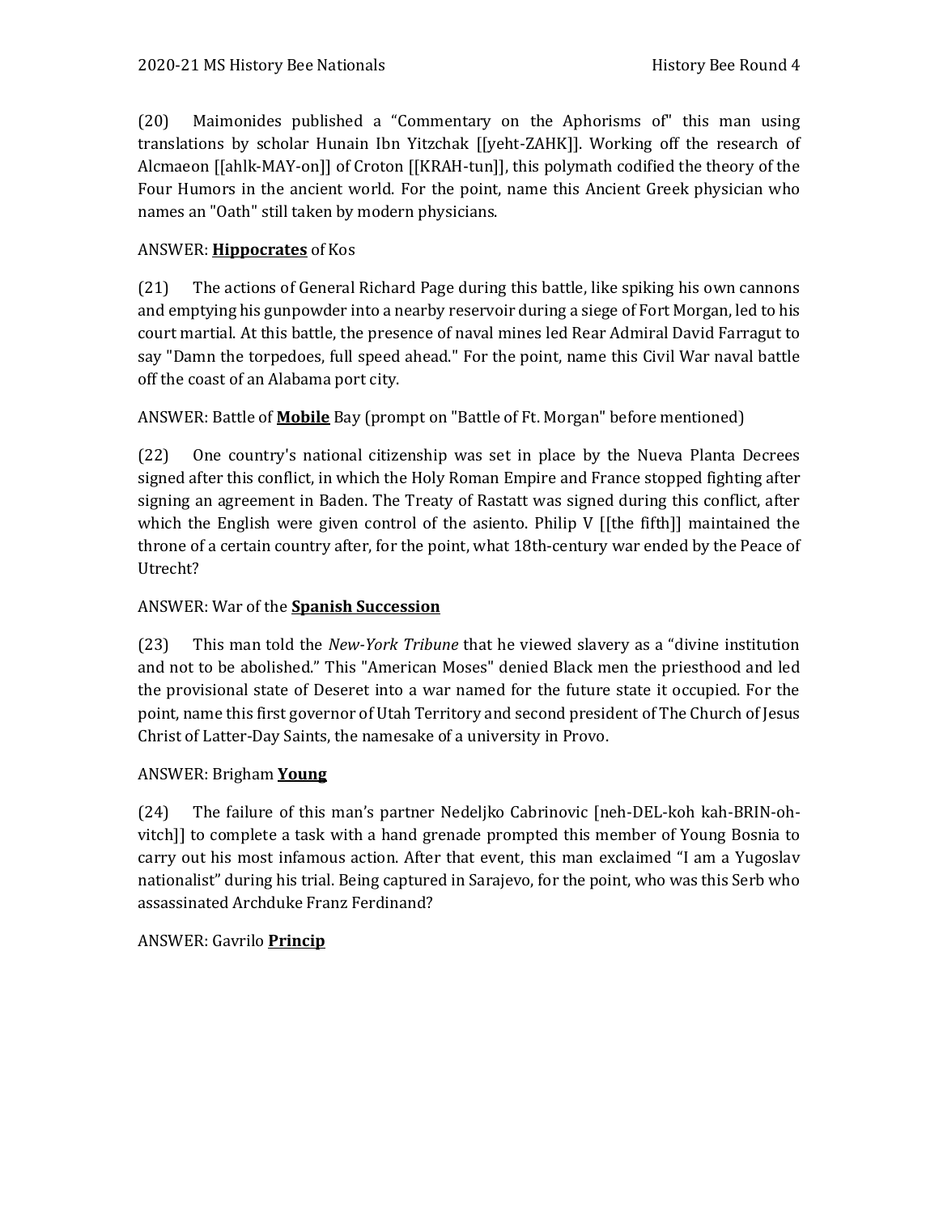(20) Maimonides published a "Commentary on the Aphorisms of" this man using translations by scholar Hunain Ibn Yitzchak [[yeht-ZAHK]]. Working off the research of Alcmaeon [[ahlk-MAY-on]] of Croton [[KRAH-tun]], this polymath codified the theory of the Four Humors in the ancient world. For the point, name this Ancient Greek physician who names an "Oath" still taken by modern physicians.

ANSWER: **Hippocrates** of Kos

(21) The actions of General Richard Page during this battle, like spiking his own cannons and emptying his gunpowder into a nearby reservoir during a siege of Fort Morgan, led to his court martial. At this battle, the presence of naval mines led Rear Admiral David Farragut to say "Damn the torpedoes, full speed ahead." For the point, name this Civil War naval battle off the coast of an Alabama port city.

ANSWER: Battle of **Mobile** Bay (prompt on "Battle of Ft. Morgan" before mentioned)

(22) One country's national citizenship was set in place by the Nueva Planta Decrees signed after this conflict, in which the Holy Roman Empire and France stopped fighting after signing an agreement in Baden. The Treaty of Rastatt was signed during this conflict, after which the English were given control of the asiento. Philip V [[the fifth]] maintained the throne of a certain country after, for the point, what 18th-century war ended by the Peace of Utrecht?

ANSWER: War of the **Spanish Succession**

(23) This man told the *New-York Tribune* that he viewed slavery as a "divine institution and not to be abolished." This "American Moses" denied Black men the priesthood and led the provisional state of Deseret into a war named for the future state it occupied. For the point, name this first governor of Utah Territory and second president of The Church of Jesus Christ of Latter-Day Saints, the namesake of a university in Provo.

ANSWER: Brigham **Young**

(24) The failure of this man's partner Nedeljko Cabrinovic [neh-DEL-koh kah-BRIN-oh-vitch]] to complete a task with a hand grenade prompted this member of Young Bosnia to carry out his most infamous action. After that event, this man exclaimed "I am a Yugoslav nationalist" during his trial. Being captured in Sarajevo, for the point, who was this Serb who assassinated Archduke Franz Ferdinand?

ANSWER: Gavrilo **Princip**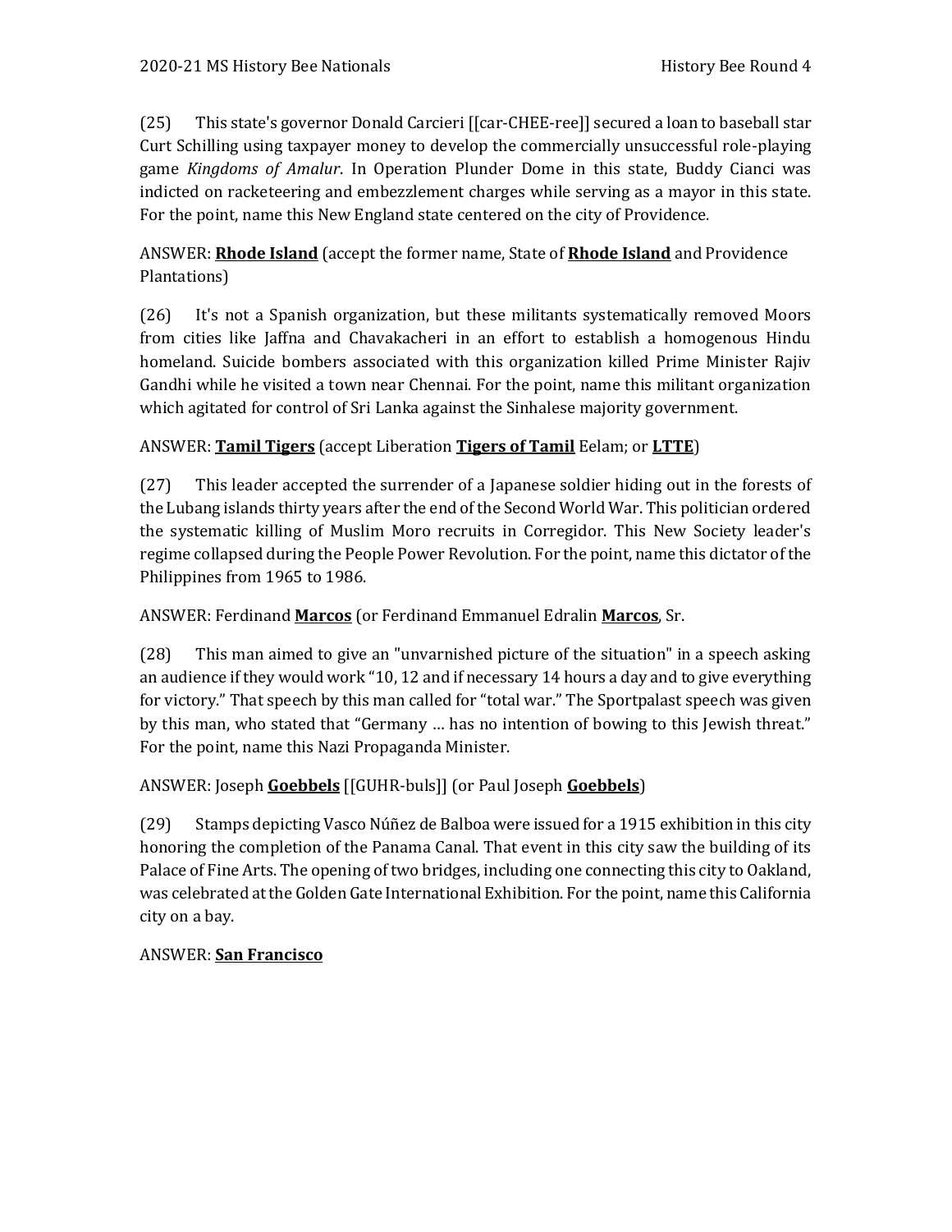(25) This state's governor Donald Carcieri [[car-CHEE-ree]] secured a loan to baseball star Curt Schilling using taxpayer money to develop the commercially unsuccessful role-playing game *Kingdoms of Amalur*. In Operation Plunder Dome in this state, Buddy Cianci was indicted on racketeering and embezzlement charges while serving as a mayor in this state. For the point, name this New England state centered on the city of Providence.

ANSWER: **Rhode Island** (accept the former name, State of **Rhode Island** and Providence Plantations)

(26) It's not a Spanish organization, but these militants systematically removed Moors from cities like Jaffna and Chavakacheri in an effort to establish a homogenous Hindu homeland. Suicide bombers associated with this organization killed Prime Minister Rajiv Gandhi while he visited a town near Chennai. For the point, name this militant organization which agitated for control of Sri Lanka against the Sinhalese majority government.

ANSWER: **Tamil Tigers** (accept Liberation **Tigers of Tamil** Eelam; or **LTTE**)

(27) This leader accepted the surrender of a Japanese soldier hiding out in the forests of the Lubang islands thirty years after the end of the Second World War. This politician ordered the systematic killing of Muslim Moro recruits in Corregidor. This New Society leader's regime collapsed during the People Power Revolution. For the point, name this dictator of the Philippines from 1965 to 1986.

ANSWER: Ferdinand **Marcos** (or Ferdinand Emmanuel Edralin **Marcos**, Sr.

(28) This man aimed to give an "unvarnished picture of the situation" in a speech asking an audience if they would work "10, 12 and if necessary 14 hours a day and to give everything for victory." That speech by this man called for "total war." The Sportpalast speech was given by this man, who stated that "Germany … has no intention of bowing to this Jewish threat." For the point, name this Nazi Propaganda Minister.

ANSWER: Joseph **Goebbels** [[GUHR-buls]] (or Paul Joseph **Goebbels**)

(29) Stamps depicting Vasco Núñez de Balboa were issued for a 1915 exhibition in this city honoring the completion of the Panama Canal. That event in this city saw the building of its Palace of Fine Arts. The opening of two bridges, including one connecting this city to Oakland, was celebrated at the Golden Gate International Exhibition. For the point, name this California city on a bay.

ANSWER: **San Francisco**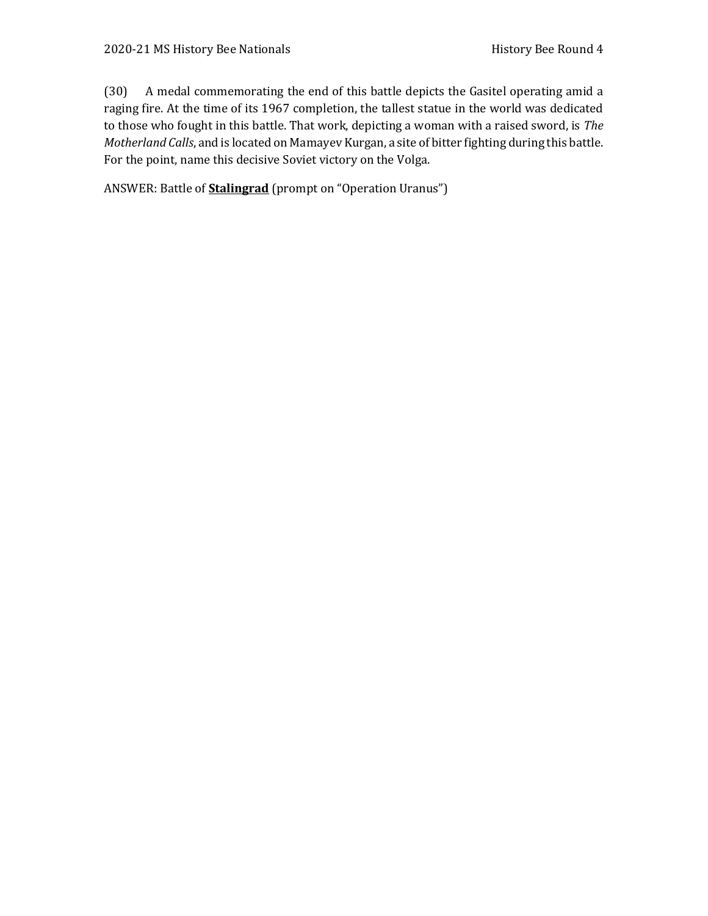(30) A medal commemorating the end of this battle depicts the Gasitel operating amid a raging fire. At the time of its 1967 completion, the tallest statue in the world was dedicated to those who fought in this battle. That work, depicting a woman with a raised sword, is *The Motherland Calls*, and is located on Mamayev Kurgan, a site of bitter fighting during this battle. For the point, name this decisive Soviet victory on the Volga.

ANSWER: Battle of **<u>Stalingrad</u>** (prompt on "Operation Uranus")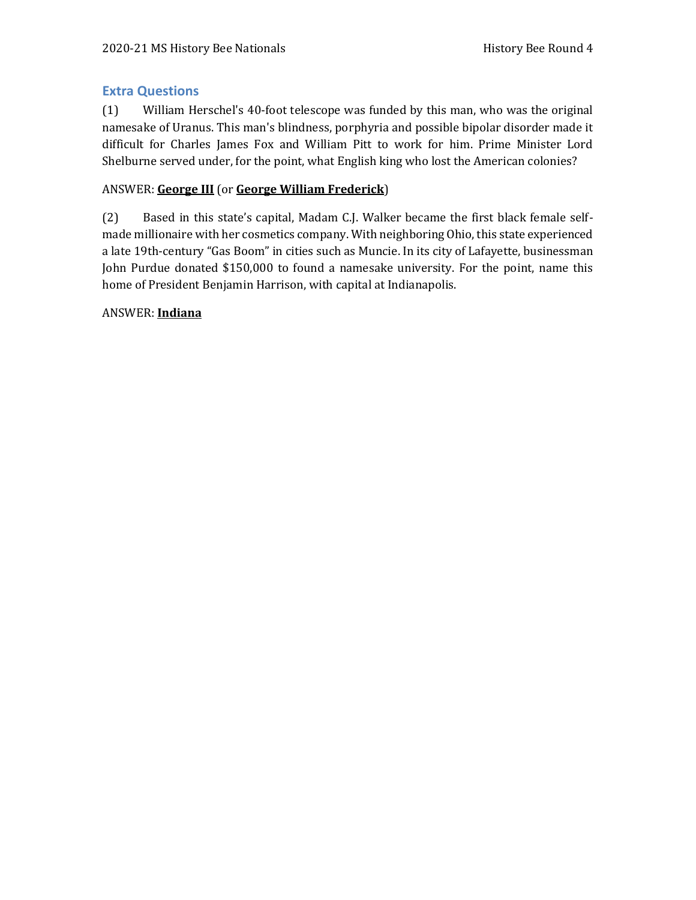## Extra Questions

(1) William Herschel's 40-foot telescope was funded by this man, who was the original namesake of Uranus. This man's blindness, porphyria and possible bipolar disorder made it difficult for Charles James Fox and William Pitt to work for him. Prime Minister Lord Shelburne served under, for the point, what English king who lost the American colonies?

ANSWER: **George III** (or **George William Frederick**)

(2) Based in this state's capital, Madam C.J. Walker became the first black female self-made millionaire with her cosmetics company. With neighboring Ohio, this state experienced a late 19th-century "Gas Boom" in cities such as Muncie. In its city of Lafayette, businessman John Purdue donated $150,000 to found a namesake university. For the point, name this home of President Benjamin Harrison, with capital at Indianapolis.

ANSWER: **Indiana**